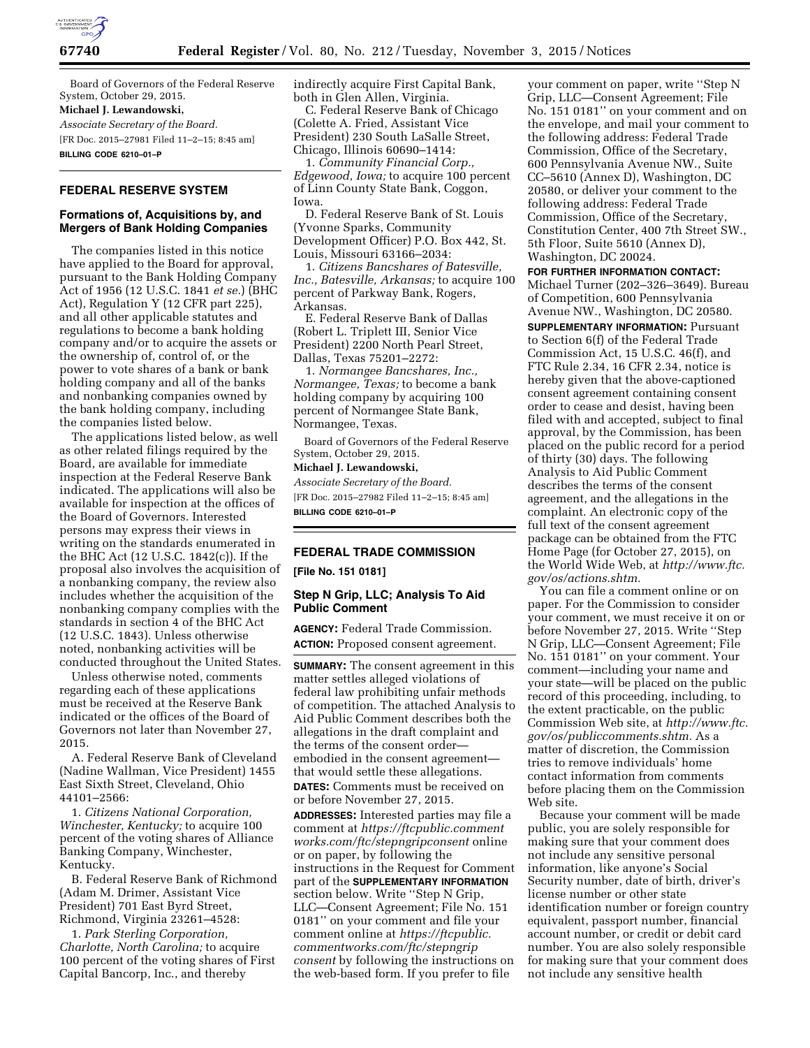Board of Governors of the Federal Reserve System, October 29, 2015.

**Michael J. Lewandowski,**

*Associate Secretary of the Board.*

[FR Doc. 2015–27981 Filed 11–2–15; 8:45 am]

**BILLING CODE 6210–01–P**

## FEDERAL RESERVE SYSTEM

### Formations of, Acquisitions by, and Mergers of Bank Holding Companies

The companies listed in this notice have applied to the Board for approval, pursuant to the Bank Holding Company Act of 1956 (12 U.S.C. 1841 *et se.*) (BHC Act), Regulation Y (12 CFR part 225), and all other applicable statutes and regulations to become a bank holding company and/or to acquire the assets or the ownership of, control of, or the power to vote shares of a bank or bank holding company and all of the banks and nonbanking companies owned by the bank holding company, including the companies listed below.

The applications listed below, as well as other related filings required by the Board, are available for immediate inspection at the Federal Reserve Bank indicated. The applications will also be available for inspection at the offices of the Board of Governors. Interested persons may express their views in writing on the standards enumerated in the BHC Act (12 U.S.C. 1842(c)). If the proposal also involves the acquisition of a nonbanking company, the review also includes whether the acquisition of the nonbanking company complies with the standards in section 4 of the BHC Act (12 U.S.C. 1843). Unless otherwise noted, nonbanking activities will be conducted throughout the United States.

Unless otherwise noted, comments regarding each of these applications must be received at the Reserve Bank indicated or the offices of the Board of Governors not later than November 27, 2015.

A. Federal Reserve Bank of Cleveland (Nadine Wallman, Vice President) 1455 East Sixth Street, Cleveland, Ohio 44101–2566:

1. *Citizens National Corporation, Winchester, Kentucky;* to acquire 100 percent of the voting shares of Alliance Banking Company, Winchester, Kentucky.

B. Federal Reserve Bank of Richmond (Adam M. Drimer, Assistant Vice President) 701 East Byrd Street, Richmond, Virginia 23261–4528:

1. *Park Sterling Corporation, Charlotte, North Carolina;* to acquire 100 percent of the voting shares of First Capital Bancorp, Inc., and thereby indirectly acquire First Capital Bank, both in Glen Allen, Virginia.

C. Federal Reserve Bank of Chicago (Colette A. Fried, Assistant Vice President) 230 South LaSalle Street, Chicago, Illinois 60690–1414:

1. *Community Financial Corp., Edgewood, Iowa;* to acquire 100 percent of Linn County State Bank, Coggon, Iowa.

D. Federal Reserve Bank of St. Louis (Yvonne Sparks, Community Development Officer) P.O. Box 442, St. Louis, Missouri 63166–2034:

1. *Citizens Bancshares of Batesville, Inc., Batesville, Arkansas;* to acquire 100 percent of Parkway Bank, Rogers, Arkansas.

E. Federal Reserve Bank of Dallas (Robert L. Triplett III, Senior Vice President) 2200 North Pearl Street, Dallas, Texas 75201–2272:

1. *Normangee Bancshares, Inc., Normangee, Texas;* to become a bank holding company by acquiring 100 percent of Normangee State Bank, Normangee, Texas.

Board of Governors of the Federal Reserve System, October 29, 2015.

**Michael J. Lewandowski,**

*Associate Secretary of the Board.*

[FR Doc. 2015–27982 Filed 11–2–15; 8:45 am]

**BILLING CODE 6210–01–P**

## FEDERAL TRADE COMMISSION

**[File No. 151 0181]**

### Step N Grip, LLC; Analysis To Aid Public Comment

**AGENCY:** Federal Trade Commission.

**ACTION:** Proposed consent agreement.

**SUMMARY:** The consent agreement in this matter settles alleged violations of federal law prohibiting unfair methods of competition. The attached Analysis to Aid Public Comment describes both the allegations in the draft complaint and the terms of the consent order—embodied in the consent agreement—that would settle these allegations.

**DATES:** Comments must be received on or before November 27, 2015.

**ADDRESSES:** Interested parties may file a comment at *https://ftcpublic.commentworks.com/ftc/stepngripconsent* online or on paper, by following the instructions in the Request for Comment part of the **SUPPLEMENTARY INFORMATION** section below. Write ''Step N Grip, LLC—Consent Agreement; File No. 151 0181'' on your comment and file your comment online at *https://ftcpublic.commentworks.com/ftc/stepngripconsent* by following the instructions on the web-based form. If you prefer to file your comment on paper, write ''Step N Grip, LLC—Consent Agreement; File No. 151 0181'' on your comment and on the envelope, and mail your comment to the following address: Federal Trade Commission, Office of the Secretary, 600 Pennsylvania Avenue NW., Suite CC–5610 (Annex D), Washington, DC 20580, or deliver your comment to the following address: Federal Trade Commission, Office of the Secretary, Constitution Center, 400 7th Street SW., 5th Floor, Suite 5610 (Annex D), Washington, DC 20024.

**FOR FURTHER INFORMATION CONTACT:** Michael Turner (202–326–3649). Bureau of Competition, 600 Pennsylvania Avenue NW., Washington, DC 20580.

**SUPPLEMENTARY INFORMATION:** Pursuant to Section 6(f) of the Federal Trade Commission Act, 15 U.S.C. 46(f), and FTC Rule 2.34, 16 CFR 2.34, notice is hereby given that the above-captioned consent agreement containing consent order to cease and desist, having been filed with and accepted, subject to final approval, by the Commission, has been placed on the public record for a period of thirty (30) days. The following Analysis to Aid Public Comment describes the terms of the consent agreement, and the allegations in the complaint. An electronic copy of the full text of the consent agreement package can be obtained from the FTC Home Page (for October 27, 2015), on the World Wide Web, at *http://www.ftc.gov/os/actions.shtm.*

You can file a comment online or on paper. For the Commission to consider your comment, we must receive it on or before November 27, 2015. Write ''Step N Grip, LLC—Consent Agreement; File No. 151 0181'' on your comment. Your comment—including your name and your state—will be placed on the public record of this proceeding, including, to the extent practicable, on the public Commission Web site, at *http://www.ftc.gov/os/publiccomments.shtm.* As a matter of discretion, the Commission tries to remove individuals' home contact information from comments before placing them on the Commission Web site.

Because your comment will be made public, you are solely responsible for making sure that your comment does not include any sensitive personal information, like anyone's Social Security number, date of birth, driver's license number or other state identification number or foreign country equivalent, passport number, financial account number, or credit or debit card number. You are also solely responsible for making sure that your comment does not include any sensitive health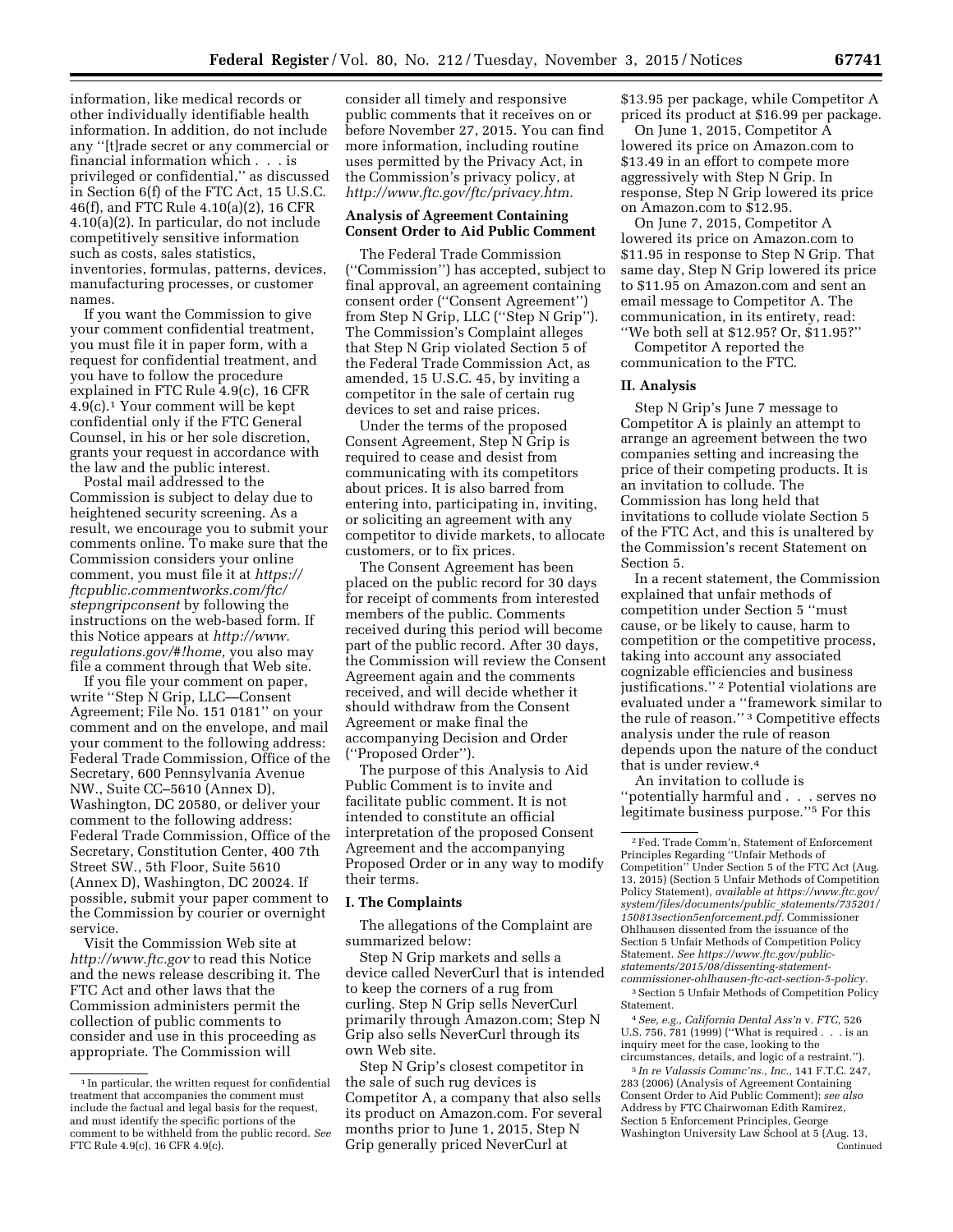information, like medical records or other individually identifiable health information. In addition, do not include any "[t]rade secret or any commercial or financial information which . . . is privileged or confidential," as discussed in Section 6(f) of the FTC Act, 15 U.S.C. 46(f), and FTC Rule 4.10(a)(2), 16 CFR 4.10(a)(2). In particular, do not include competitively sensitive information such as costs, sales statistics, inventories, formulas, patterns, devices, manufacturing processes, or customer names.

If you want the Commission to give your comment confidential treatment, you must file it in paper form, with a request for confidential treatment, and you have to follow the procedure explained in FTC Rule 4.9(c), 16 CFR 4.9(c).[1] Your comment will be kept confidential only if the FTC General Counsel, in his or her sole discretion, grants your request in accordance with the law and the public interest.

Postal mail addressed to the Commission is subject to delay due to heightened security screening. As a result, we encourage you to submit your comments online. To make sure that the Commission considers your online comment, you must file it at *https://ftcpublic.commentworks.com/ftc/stepngripconsent* by following the instructions on the web-based form. If this Notice appears at *http://www.regulations.gov/#!home,* you also may file a comment through that Web site.

If you file your comment on paper, write "Step N Grip, LLC—Consent Agreement; File No. 151 0181" on your comment and on the envelope, and mail your comment to the following address: Federal Trade Commission, Office of the Secretary, 600 Pennsylvania Avenue NW., Suite CC–5610 (Annex D), Washington, DC 20580, or deliver your comment to the following address: Federal Trade Commission, Office of the Secretary, Constitution Center, 400 7th Street SW., 5th Floor, Suite 5610 (Annex D), Washington, DC 20024. If possible, submit your paper comment to the Commission by courier or overnight service.

Visit the Commission Web site at *http://www.ftc.gov* to read this Notice and the news release describing it. The FTC Act and other laws that the Commission administers permit the collection of public comments to consider and use in this proceeding as appropriate. The Commission will consider all timely and responsive public comments that it receives on or before November 27, 2015. You can find more information, including routine uses permitted by the Privacy Act, in the Commission's privacy policy, at *http://www.ftc.gov/ftc/privacy.htm.*

## Analysis of Agreement Containing Consent Order to Aid Public Comment

The Federal Trade Commission ("Commission") has accepted, subject to final approval, an agreement containing consent order ("Consent Agreement") from Step N Grip, LLC ("Step N Grip"). The Commission's Complaint alleges that Step N Grip violated Section 5 of the Federal Trade Commission Act, as amended, 15 U.S.C. 45, by inviting a competitor in the sale of certain rug devices to set and raise prices.

Under the terms of the proposed Consent Agreement, Step N Grip is required to cease and desist from communicating with its competitors about prices. It is also barred from entering into, participating in, inviting, or soliciting an agreement with any competitor to divide markets, to allocate customers, or to fix prices.

The Consent Agreement has been placed on the public record for 30 days for receipt of comments from interested members of the public. Comments received during this period will become part of the public record. After 30 days, the Commission will review the Consent Agreement again and the comments received, and will decide whether it should withdraw from the Consent Agreement or make final the accompanying Decision and Order ("Proposed Order").

The purpose of this Analysis to Aid Public Comment is to invite and facilitate public comment. It is not intended to constitute an official interpretation of the proposed Consent Agreement and the accompanying Proposed Order or in any way to modify their terms.

### I. The Complaints

The allegations of the Complaint are summarized below:

Step N Grip markets and sells a device called NeverCurl that is intended to keep the corners of a rug from curling. Step N Grip sells NeverCurl primarily through Amazon.com; Step N Grip also sells NeverCurl through its own Web site.

Step N Grip's closest competitor in the sale of such rug devices is Competitor A, a company that also sells its product on Amazon.com. For several months prior to June 1, 2015, Step N Grip generally priced NeverCurl at $13.95 per package, while Competitor A priced its product at $16.99 per package.

On June 1, 2015, Competitor A lowered its price on Amazon.com to $13.49 in an effort to compete more aggressively with Step N Grip. In response, Step N Grip lowered its price on Amazon.com to $12.95.

On June 7, 2015, Competitor A lowered its price on Amazon.com to $11.95 in response to Step N Grip. That same day, Step N Grip lowered its price to $11.95 on Amazon.com and sent an email message to Competitor A. The communication, in its entirety, read: "We both sell at $12.95? Or, $11.95?"

Competitor A reported the communication to the FTC.

### II. Analysis

Step N Grip's June 7 message to Competitor A is plainly an attempt to arrange an agreement between the two companies setting and increasing the price of their competing products. It is an invitation to collude. The Commission has long held that invitations to collude violate Section 5 of the FTC Act, and this is unaltered by the Commission's recent Statement on Section 5.

In a recent statement, the Commission explained that unfair methods of competition under Section 5 "must cause, or be likely to cause, harm to competition or the competitive process, taking into account any associated cognizable efficiencies and business justifications."[2] Potential violations are evaluated under a "framework similar to the rule of reason."[3] Competitive effects analysis under the rule of reason depends upon the nature of the conduct that is under review.[4]

An invitation to collude is "potentially harmful and . . . serves no legitimate business purpose."[5] For this

---

[1] In particular, the written request for confidential treatment that accompanies the comment must include the factual and legal basis for the request, and must identify the specific portions of the comment to be withheld from the public record. *See* FTC Rule 4.9(c), 16 CFR 4.9(c).

[2] Fed. Trade Comm'n, Statement of Enforcement Principles Regarding "Unfair Methods of Competition" Under Section 5 of the FTC Act (Aug. 13, 2015) (Section 5 Unfair Methods of Competition Policy Statement), *available at https://www.ftc.gov/system/files/documents/public_statements/735201/150813section5enforcement.pdf.* Commissioner Ohlhausen dissented from the issuance of the Section 5 Unfair Methods of Competition Policy Statement. *See https://www.ftc.gov/public-statements/2015/08/dissenting-statement-commissioner-ohlhausen-ftc-act-section-5-policy.*

[3] Section 5 Unfair Methods of Competition Policy Statement.

[4] *See, e.g., California Dental Ass'n* v. *FTC,* 526 U.S. 756, 781 (1999) ("What is required . . . is an inquiry meet for the case, looking to the circumstances, details, and logic of a restraint.").

[5] *In re Valassis Commc'ns., Inc.,* 141 F.T.C. 247, 283 (2006) (Analysis of Agreement Containing Consent Order to Aid Public Comment); *see also* Address by FTC Chairwoman Edith Ramirez, Section 5 Enforcement Principles, George Washington University Law School at 5 (Aug. 13,

Continued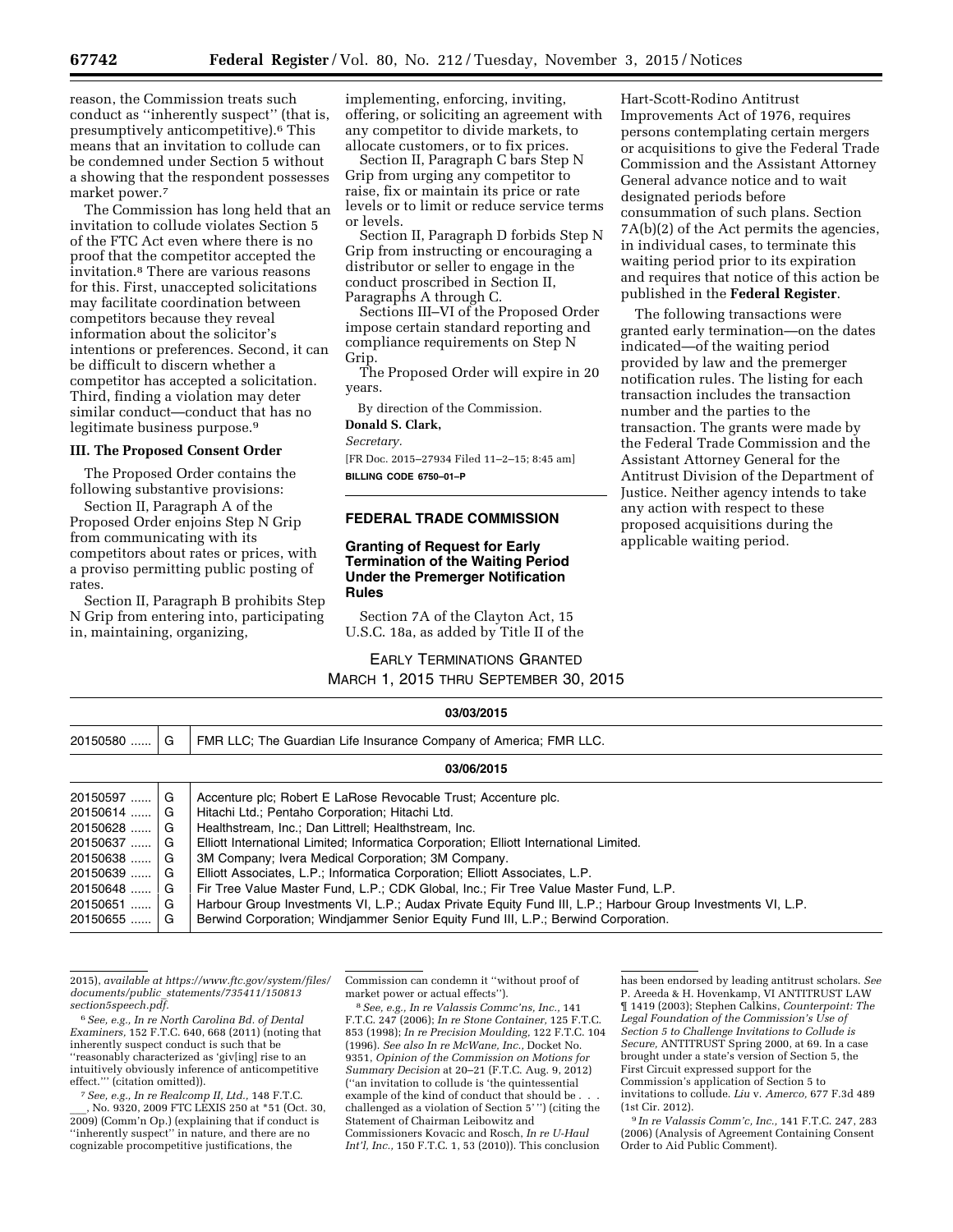reason, the Commission treats such conduct as "inherently suspect" (that is, presumptively anticompetitive).[6] This means that an invitation to collude can be condemned under Section 5 without a showing that the respondent possesses market power.[7]

The Commission has long held that an invitation to collude violates Section 5 of the FTC Act even where there is no proof that the competitor accepted the invitation.[8] There are various reasons for this. First, unaccepted solicitations may facilitate coordination between competitors because they reveal information about the solicitor's intentions or preferences. Second, it can be difficult to discern whether a competitor has accepted a solicitation. Third, finding a violation may deter similar conduct—conduct that has no legitimate business purpose.[9]

### III. The Proposed Consent Order

The Proposed Order contains the following substantive provisions:

Section II, Paragraph A of the Proposed Order enjoins Step N Grip from communicating with its competitors about rates or prices, with a proviso permitting public posting of rates.

Section II, Paragraph B prohibits Step N Grip from entering into, participating in, maintaining, organizing, implementing, enforcing, inviting, offering, or soliciting an agreement with any competitor to divide markets, to allocate customers, or to fix prices.

Section II, Paragraph C bars Step N Grip from urging any competitor to raise, fix or maintain its price or rate levels or to limit or reduce service terms or levels.

Section II, Paragraph D forbids Step N Grip from instructing or encouraging a distributor or seller to engage in the conduct proscribed in Section II, Paragraphs A through C.

Sections III–VI of the Proposed Order impose certain standard reporting and compliance requirements on Step N Grip.

The Proposed Order will expire in 20 years.

By direction of the Commission.

**Donald S. Clark,**

*Secretary.*

[FR Doc. 2015–27934 Filed 11–2–15; 8:45 am]

**BILLING CODE 6750–01–P**

## FEDERAL TRADE COMMISSION

### Granting of Request for Early Termination of the Waiting Period Under the Premerger Notification Rules

Section 7A of the Clayton Act, 15 U.S.C. 18a, as added by Title II of the Hart-Scott-Rodino Antitrust Improvements Act of 1976, requires persons contemplating certain mergers or acquisitions to give the Federal Trade Commission and the Assistant Attorney General advance notice and to wait designated periods before consummation of such plans. Section 7A(b)(2) of the Act permits the agencies, in individual cases, to terminate this waiting period prior to its expiration and requires that notice of this action be published in the **Federal Register**.

The following transactions were granted early termination—on the dates indicated—of the waiting period provided by law and the premerger notification rules. The listing for each transaction includes the transaction number and the parties to the transaction. The grants were made by the Federal Trade Commission and the Assistant Attorney General for the Antitrust Division of the Department of Justice. Neither agency intends to take any action with respect to these proposed acquisitions during the applicable waiting period.

EARLY TERMINATIONS GRANTED
MARCH 1, 2015 THRU SEPTEMBER 30, 2015

| | | |
|---|---|---|
| **03/03/2015** | | |
| 20150580 | G | FMR LLC; The Guardian Life Insurance Company of America; FMR LLC. |
| **03/06/2015** | | |
| 20150597 | G | Accenture plc; Robert E LaRose Revocable Trust; Accenture plc. |
| 20150614 | G | Hitachi Ltd.; Pentaho Corporation; Hitachi Ltd. |
| 20150628 | G | Healthstream, Inc.; Dan Littrell; Healthstream, Inc. |
| 20150637 | G | Elliott International Limited; Informatica Corporation; Elliott International Limited. |
| 20150638 | G | 3M Company; Ivera Medical Corporation; 3M Company. |
| 20150639 | G | Elliott Associates, L.P.; Informatica Corporation; Elliott Associates, L.P. |
| 20150648 | G | Fir Tree Value Master Fund, L.P.; CDK Global, Inc.; Fir Tree Value Master Fund, L.P. |
| 20150651 | G | Harbour Group Investments VI, L.P.; Audax Private Equity Fund III, L.P.; Harbour Group Investments VI, L.P. |
| 20150655 | G | Berwind Corporation; Windjammer Senior Equity Fund III, L.P.; Berwind Corporation. |

2015), *available at https://www.ftc.gov/system/files/documents/public_statements/735411/150813section5speech.pdf.*

[6] *See, e.g., In re North Carolina Bd. of Dental Examiners,* 152 F.T.C. 640, 668 (2011) (noting that inherently suspect conduct is such that be "reasonably characterized as 'giv[ing] rise to an intuitively obviously inference of anticompetitive effect.'" (citation omitted)).

[7] *See, e.g., In re Realcomp II, Ltd.,* 148 F.T.C. ___, No. 9320, 2009 FTC LEXIS 250 at *51 (Oct. 30, 2009) (Comm'n Op.) (explaining that if conduct is "inherently suspect" in nature, and there are no cognizable procompetitive justifications, the Commission can condemn it "without proof of market power or actual effects").

[8] *See, e.g., In re Valassis Commc'ns, Inc.,* 141 F.T.C. 247 (2006); *In re Stone Container,* 125 F.T.C. 853 (1998); *In re Precision Moulding,* 122 F.T.C. 104 (1996). *See also In re McWane, Inc.,* Docket No. 9351, *Opinion of the Commission on Motions for Summary Decision* at 20–21 (F.T.C. Aug. 9, 2012) ("an invitation to collude is 'the quintessential example of the kind of conduct that should be . . . challenged as a violation of Section 5'") (citing the Statement of Chairman Leibowitz and Commissioners Kovacic and Rosch, *In re U-Haul Int'l, Inc.,* 150 F.T.C. 1, 53 (2010)). This conclusion has been endorsed by leading antitrust scholars. *See* P. Areeda & H. Hovenkamp, VI ANTITRUST LAW ¶ 1419 (2003); Stephen Calkins, *Counterpoint: The Legal Foundation of the Commission's Use of Section 5 to Challenge Invitations to Collude is Secure,* ANTITRUST Spring 2000, at 69. In a case brought under a state's version of Section 5, the First Circuit expressed support for the Commission's application of Section 5 to invitations to collude. *Liu* v. *Amerco,* 677 F.3d 489 (1st Cir. 2012).

[9] *In re Valassis Comm'c, Inc.,* 141 F.T.C. 247, 283 (2006) (Analysis of Agreement Containing Consent Order to Aid Public Comment).